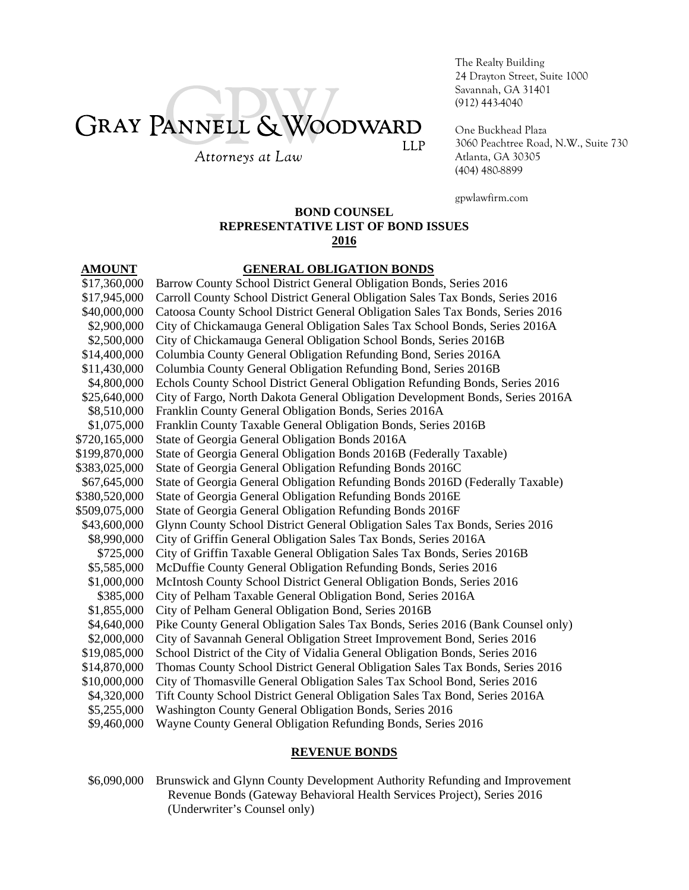# GRAY PANNELL & WOODWARD LLP

*Attorneys at Law*

The Realty Building
24 Drayton Street, Suite 1000
Savannah, GA 31401
(912) 443-4040

One Buckhead Plaza
3060 Peachtree Road, N.W., Suite 730
Atlanta, GA 30305
(404) 480-8899

gpwlawfirm.com

**BOND COUNSEL**
**REPRESENTATIVE LIST OF BOND ISSUES**
**2016**

| AMOUNT | GENERAL OBLIGATION BONDS |
|---|---|
| $17,360,000 | Barrow County School District General Obligation Bonds, Series 2016 |
| $17,945,000 | Carroll County School District General Obligation Sales Tax Bonds, Series 2016 |
| $40,000,000 | Catoosa County School District General Obligation Sales Tax Bonds, Series 2016 |
| $2,900,000 | City of Chickamauga General Obligation Sales Tax School Bonds, Series 2016A |
| $2,500,000 | City of Chickamauga General Obligation School Bonds, Series 2016B |
| $14,400,000 | Columbia County General Obligation Refunding Bond, Series 2016A |
| $11,430,000 | Columbia County General Obligation Refunding Bond, Series 2016B |
| $4,800,000 | Echols County School District General Obligation Refunding Bonds, Series 2016 |
| $25,640,000 | City of Fargo, North Dakota General Obligation Development Bonds, Series 2016A |
| $8,510,000 | Franklin County General Obligation Bonds, Series 2016A |
| $1,075,000 | Franklin County Taxable General Obligation Bonds, Series 2016B |
| $720,165,000 | State of Georgia General Obligation Bonds 2016A |
| $199,870,000 | State of Georgia General Obligation Bonds 2016B (Federally Taxable) |
| $383,025,000 | State of Georgia General Obligation Refunding Bonds 2016C |
| $67,645,000 | State of Georgia General Obligation Refunding Bonds 2016D (Federally Taxable) |
| $380,520,000 | State of Georgia General Obligation Refunding Bonds 2016E |
| $509,075,000 | State of Georgia General Obligation Refunding Bonds 2016F |
| $43,600,000 | Glynn County School District General Obligation Sales Tax Bonds, Series 2016 |
| $8,990,000 | City of Griffin General Obligation Sales Tax Bonds, Series 2016A |
| $725,000 | City of Griffin Taxable General Obligation Sales Tax Bonds, Series 2016B |
| $5,585,000 | McDuffie County General Obligation Refunding Bonds, Series 2016 |
| $1,000,000 | McIntosh County School District General Obligation Bonds, Series 2016 |
| $385,000 | City of Pelham Taxable General Obligation Bond, Series 2016A |
| $1,855,000 | City of Pelham General Obligation Bond, Series 2016B |
| $4,640,000 | Pike County General Obligation Sales Tax Bonds, Series 2016 (Bank Counsel only) |
| $2,000,000 | City of Savannah General Obligation Street Improvement Bond, Series 2016 |
| $19,085,000 | School District of the City of Vidalia General Obligation Bonds, Series 2016 |
| $14,870,000 | Thomas County School District General Obligation Sales Tax Bonds, Series 2016 |
| $10,000,000 | City of Thomasville General Obligation Sales Tax School Bond, Series 2016 |
| $4,320,000 | Tift County School District General Obligation Sales Tax Bond, Series 2016A |
| $5,255,000 | Washington County General Obligation Bonds, Series 2016 |
| $9,460,000 | Wayne County General Obligation Refunding Bonds, Series 2016 |

**REVENUE BONDS**

| | |
|---|---|
| $6,090,000 | Brunswick and Glynn County Development Authority Refunding and Improvement Revenue Bonds (Gateway Behavioral Health Services Project), Series 2016 (Underwriter's Counsel only) |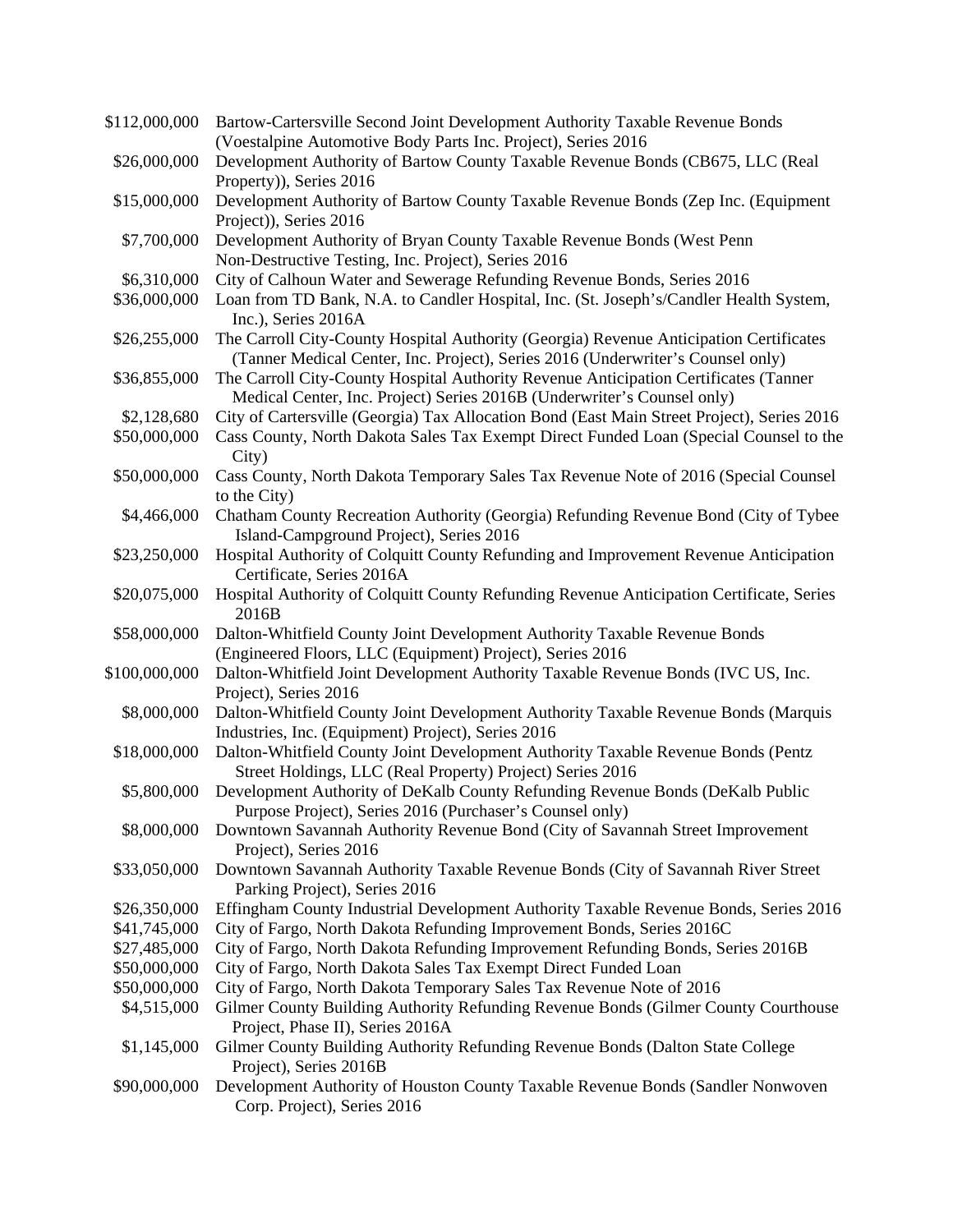| | |
|---|---|
| $112,000,000 | Bartow-Cartersville Second Joint Development Authority Taxable Revenue Bonds (Voestalpine Automotive Body Parts Inc. Project), Series 2016 |
| $26,000,000 | Development Authority of Bartow County Taxable Revenue Bonds (CB675, LLC (Real Property)), Series 2016 |
| $15,000,000 | Development Authority of Bartow County Taxable Revenue Bonds (Zep Inc. (Equipment Project)), Series 2016 |
| $7,700,000 | Development Authority of Bryan County Taxable Revenue Bonds (West Penn Non-Destructive Testing, Inc. Project), Series 2016 |
| $6,310,000 | City of Calhoun Water and Sewerage Refunding Revenue Bonds, Series 2016 |
| $36,000,000 | Loan from TD Bank, N.A. to Candler Hospital, Inc. (St. Joseph's/Candler Health System, Inc.), Series 2016A |
| $26,255,000 | The Carroll City-County Hospital Authority (Georgia) Revenue Anticipation Certificates (Tanner Medical Center, Inc. Project), Series 2016 (Underwriter's Counsel only) |
| $36,855,000 | The Carroll City-County Hospital Authority Revenue Anticipation Certificates (Tanner Medical Center, Inc. Project) Series 2016B (Underwriter's Counsel only) |
| $2,128,680 | City of Cartersville (Georgia) Tax Allocation Bond (East Main Street Project), Series 2016 |
| $50,000,000 | Cass County, North Dakota Sales Tax Exempt Direct Funded Loan (Special Counsel to the City) |
| $50,000,000 | Cass County, North Dakota Temporary Sales Tax Revenue Note of 2016 (Special Counsel to the City) |
| $4,466,000 | Chatham County Recreation Authority (Georgia) Refunding Revenue Bond (City of Tybee Island-Campground Project), Series 2016 |
| $23,250,000 | Hospital Authority of Colquitt County Refunding and Improvement Revenue Anticipation Certificate, Series 2016A |
| $20,075,000 | Hospital Authority of Colquitt County Refunding Revenue Anticipation Certificate, Series 2016B |
| $58,000,000 | Dalton-Whitfield County Joint Development Authority Taxable Revenue Bonds (Engineered Floors, LLC (Equipment) Project), Series 2016 |
| $100,000,000 | Dalton-Whitfield Joint Development Authority Taxable Revenue Bonds (IVC US, Inc. Project), Series 2016 |
| $8,000,000 | Dalton-Whitfield County Joint Development Authority Taxable Revenue Bonds (Marquis Industries, Inc. (Equipment) Project), Series 2016 |
| $18,000,000 | Dalton-Whitfield County Joint Development Authority Taxable Revenue Bonds (Pentz Street Holdings, LLC (Real Property) Project) Series 2016 |
| $5,800,000 | Development Authority of DeKalb County Refunding Revenue Bonds (DeKalb Public Purpose Project), Series 2016 (Purchaser's Counsel only) |
| $8,000,000 | Downtown Savannah Authority Revenue Bond (City of Savannah Street Improvement Project), Series 2016 |
| $33,050,000 | Downtown Savannah Authority Taxable Revenue Bonds (City of Savannah River Street Parking Project), Series 2016 |
| $26,350,000 | Effingham County Industrial Development Authority Taxable Revenue Bonds, Series 2016 |
| $41,745,000 | City of Fargo, North Dakota Refunding Improvement Bonds, Series 2016C |
| $27,485,000 | City of Fargo, North Dakota Refunding Improvement Refunding Bonds, Series 2016B |
| $50,000,000 | City of Fargo, North Dakota Sales Tax Exempt Direct Funded Loan |
| $50,000,000 | City of Fargo, North Dakota Temporary Sales Tax Revenue Note of 2016 |
| $4,515,000 | Gilmer County Building Authority Refunding Revenue Bonds (Gilmer County Courthouse Project, Phase II), Series 2016A |
| $1,145,000 | Gilmer County Building Authority Refunding Revenue Bonds (Dalton State College Project), Series 2016B |
| $90,000,000 | Development Authority of Houston County Taxable Revenue Bonds (Sandler Nonwoven Corp. Project), Series 2016 |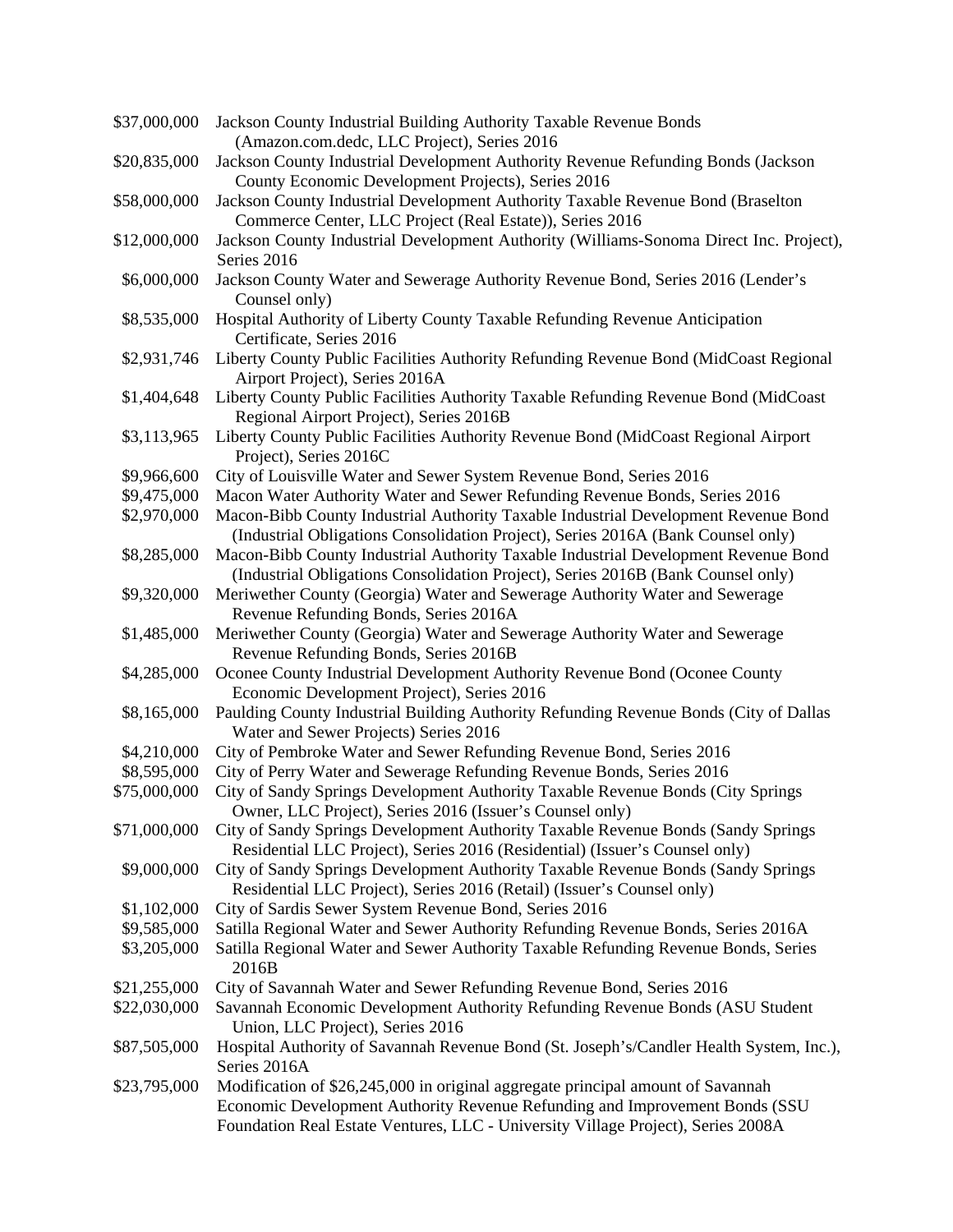| | |
|---|---|
| $37,000,000 | Jackson County Industrial Building Authority Taxable Revenue Bonds (Amazon.com.dedc, LLC Project), Series 2016 |
| $20,835,000 | Jackson County Industrial Development Authority Revenue Refunding Bonds (Jackson County Economic Development Projects), Series 2016 |
| $58,000,000 | Jackson County Industrial Development Authority Taxable Revenue Bond (Braselton Commerce Center, LLC Project (Real Estate)), Series 2016 |
| $12,000,000 | Jackson County Industrial Development Authority (Williams-Sonoma Direct Inc. Project), Series 2016 |
| $6,000,000 | Jackson County Water and Sewerage Authority Revenue Bond, Series 2016 (Lender's Counsel only) |
| $8,535,000 | Hospital Authority of Liberty County Taxable Refunding Revenue Anticipation Certificate, Series 2016 |
| $2,931,746 | Liberty County Public Facilities Authority Refunding Revenue Bond (MidCoast Regional Airport Project), Series 2016A |
| $1,404,648 | Liberty County Public Facilities Authority Taxable Refunding Revenue Bond (MidCoast Regional Airport Project), Series 2016B |
| $3,113,965 | Liberty County Public Facilities Authority Revenue Bond (MidCoast Regional Airport Project), Series 2016C |
| $9,966,600 | City of Louisville Water and Sewer System Revenue Bond, Series 2016 |
| $9,475,000 | Macon Water Authority Water and Sewer Refunding Revenue Bonds, Series 2016 |
| $2,970,000 | Macon-Bibb County Industrial Authority Taxable Industrial Development Revenue Bond (Industrial Obligations Consolidation Project), Series 2016A (Bank Counsel only) |
| $8,285,000 | Macon-Bibb County Industrial Authority Taxable Industrial Development Revenue Bond (Industrial Obligations Consolidation Project), Series 2016B (Bank Counsel only) |
| $9,320,000 | Meriwether County (Georgia) Water and Sewerage Authority Water and Sewerage Revenue Refunding Bonds, Series 2016A |
| $1,485,000 | Meriwether County (Georgia) Water and Sewerage Authority Water and Sewerage Revenue Refunding Bonds, Series 2016B |
| $4,285,000 | Oconee County Industrial Development Authority Revenue Bond (Oconee County Economic Development Project), Series 2016 |
| $8,165,000 | Paulding County Industrial Building Authority Refunding Revenue Bonds (City of Dallas Water and Sewer Projects) Series 2016 |
| $4,210,000 | City of Pembroke Water and Sewer Refunding Revenue Bond, Series 2016 |
| $8,595,000 | City of Perry Water and Sewerage Refunding Revenue Bonds, Series 2016 |
| $75,000,000 | City of Sandy Springs Development Authority Taxable Revenue Bonds (City Springs Owner, LLC Project), Series 2016 (Issuer's Counsel only) |
| $71,000,000 | City of Sandy Springs Development Authority Taxable Revenue Bonds (Sandy Springs Residential LLC Project), Series 2016 (Residential) (Issuer's Counsel only) |
| $9,000,000 | City of Sandy Springs Development Authority Taxable Revenue Bonds (Sandy Springs Residential LLC Project), Series 2016 (Retail) (Issuer's Counsel only) |
| $1,102,000 | City of Sardis Sewer System Revenue Bond, Series 2016 |
| $9,585,000 | Satilla Regional Water and Sewer Authority Refunding Revenue Bonds, Series 2016A |
| $3,205,000 | Satilla Regional Water and Sewer Authority Taxable Refunding Revenue Bonds, Series 2016B |
| $21,255,000 | City of Savannah Water and Sewer Refunding Revenue Bond, Series 2016 |
| $22,030,000 | Savannah Economic Development Authority Refunding Revenue Bonds (ASU Student Union, LLC Project), Series 2016 |
| $87,505,000 | Hospital Authority of Savannah Revenue Bond (St. Joseph's/Candler Health System, Inc.), Series 2016A |
| $23,795,000 | Modification of $26,245,000 in original aggregate principal amount of Savannah Economic Development Authority Revenue Refunding and Improvement Bonds (SSU Foundation Real Estate Ventures, LLC - University Village Project), Series 2008A |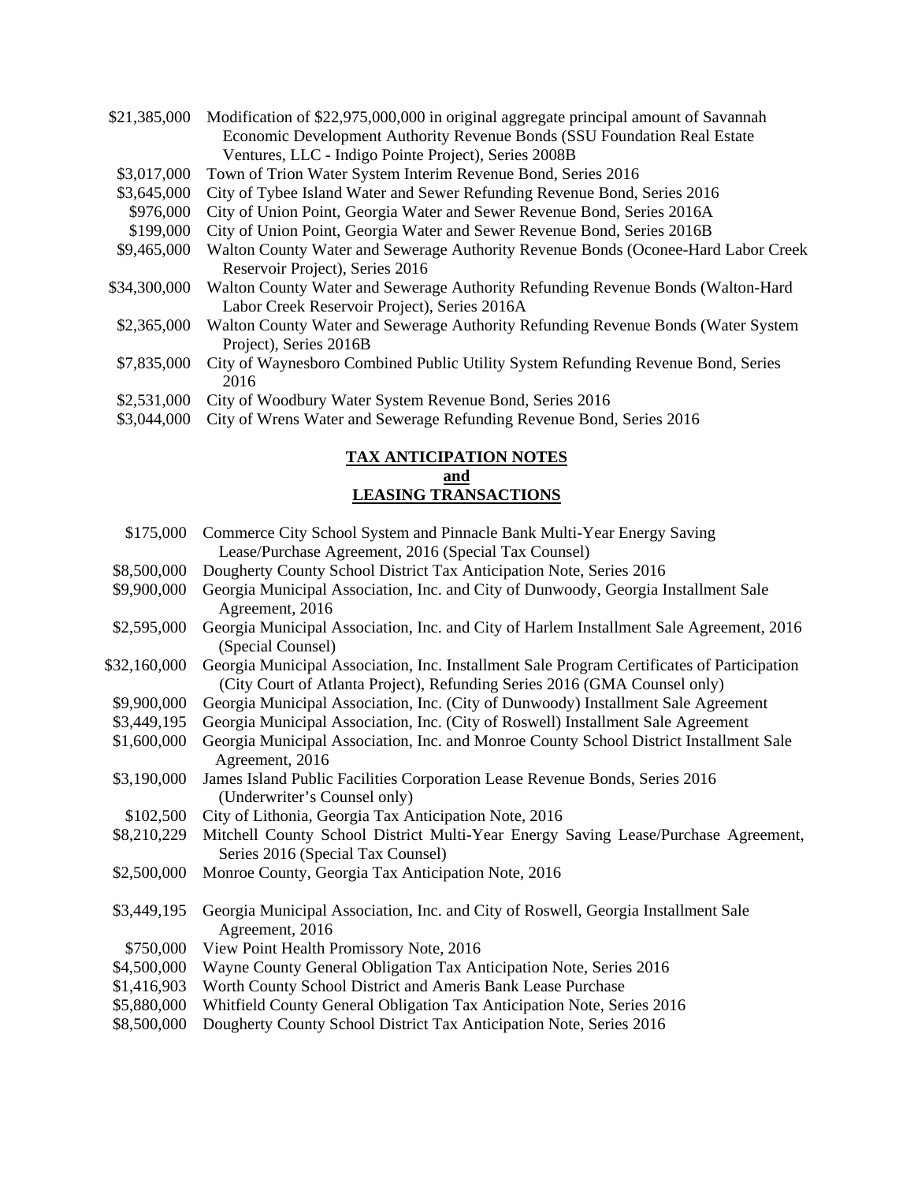| | |
|---|---|
| $21,385,000 | Modification of $22,975,000,000 in original aggregate principal amount of Savannah Economic Development Authority Revenue Bonds (SSU Foundation Real Estate Ventures, LLC - Indigo Pointe Project), Series 2008B |
| $3,017,000 | Town of Trion Water System Interim Revenue Bond, Series 2016 |
| $3,645,000 | City of Tybee Island Water and Sewer Refunding Revenue Bond, Series 2016 |
| $976,000 | City of Union Point, Georgia Water and Sewer Revenue Bond, Series 2016A |
| $199,000 | City of Union Point, Georgia Water and Sewer Revenue Bond, Series 2016B |
| $9,465,000 | Walton County Water and Sewerage Authority Revenue Bonds (Oconee-Hard Labor Creek Reservoir Project), Series 2016 |
| $34,300,000 | Walton County Water and Sewerage Authority Refunding Revenue Bonds (Walton-Hard Labor Creek Reservoir Project), Series 2016A |
| $2,365,000 | Walton County Water and Sewerage Authority Refunding Revenue Bonds (Water System Project), Series 2016B |
| $7,835,000 | City of Waynesboro Combined Public Utility System Refunding Revenue Bond, Series 2016 |
| $2,531,000 | City of Woodbury Water System Revenue Bond, Series 2016 |
| $3,044,000 | City of Wrens Water and Sewerage Refunding Revenue Bond, Series 2016 |

## TAX ANTICIPATION NOTES and LEASING TRANSACTIONS

| | |
|---|---|
| $175,000 | Commerce City School System and Pinnacle Bank Multi-Year Energy Saving Lease/Purchase Agreement, 2016 (Special Tax Counsel) |
| $8,500,000 | Dougherty County School District Tax Anticipation Note, Series 2016 |
| $9,900,000 | Georgia Municipal Association, Inc. and City of Dunwoody, Georgia Installment Sale Agreement, 2016 |
| $2,595,000 | Georgia Municipal Association, Inc. and City of Harlem Installment Sale Agreement, 2016 (Special Counsel) |
| $32,160,000 | Georgia Municipal Association, Inc. Installment Sale Program Certificates of Participation (City Court of Atlanta Project), Refunding Series 2016 (GMA Counsel only) |
| $9,900,000 | Georgia Municipal Association, Inc. (City of Dunwoody) Installment Sale Agreement |
| $3,449,195 | Georgia Municipal Association, Inc. (City of Roswell) Installment Sale Agreement |
| $1,600,000 | Georgia Municipal Association, Inc. and Monroe County School District Installment Sale Agreement, 2016 |
| $3,190,000 | James Island Public Facilities Corporation Lease Revenue Bonds, Series 2016 (Underwriter's Counsel only) |
| $102,500 | City of Lithonia, Georgia Tax Anticipation Note, 2016 |
| $8,210,229 | Mitchell County School District Multi-Year Energy Saving Lease/Purchase Agreement, Series 2016 (Special Tax Counsel) |
| $2,500,000 | Monroe County, Georgia Tax Anticipation Note, 2016 |
| $3,449,195 | Georgia Municipal Association, Inc. and City of Roswell, Georgia Installment Sale Agreement, 2016 |
| $750,000 | View Point Health Promissory Note, 2016 |
| $4,500,000 | Wayne County General Obligation Tax Anticipation Note, Series 2016 |
| $1,416,903 | Worth County School District and Ameris Bank Lease Purchase |
| $5,880,000 | Whitfield County General Obligation Tax Anticipation Note, Series 2016 |
| $8,500,000 | Dougherty County School District Tax Anticipation Note, Series 2016 |